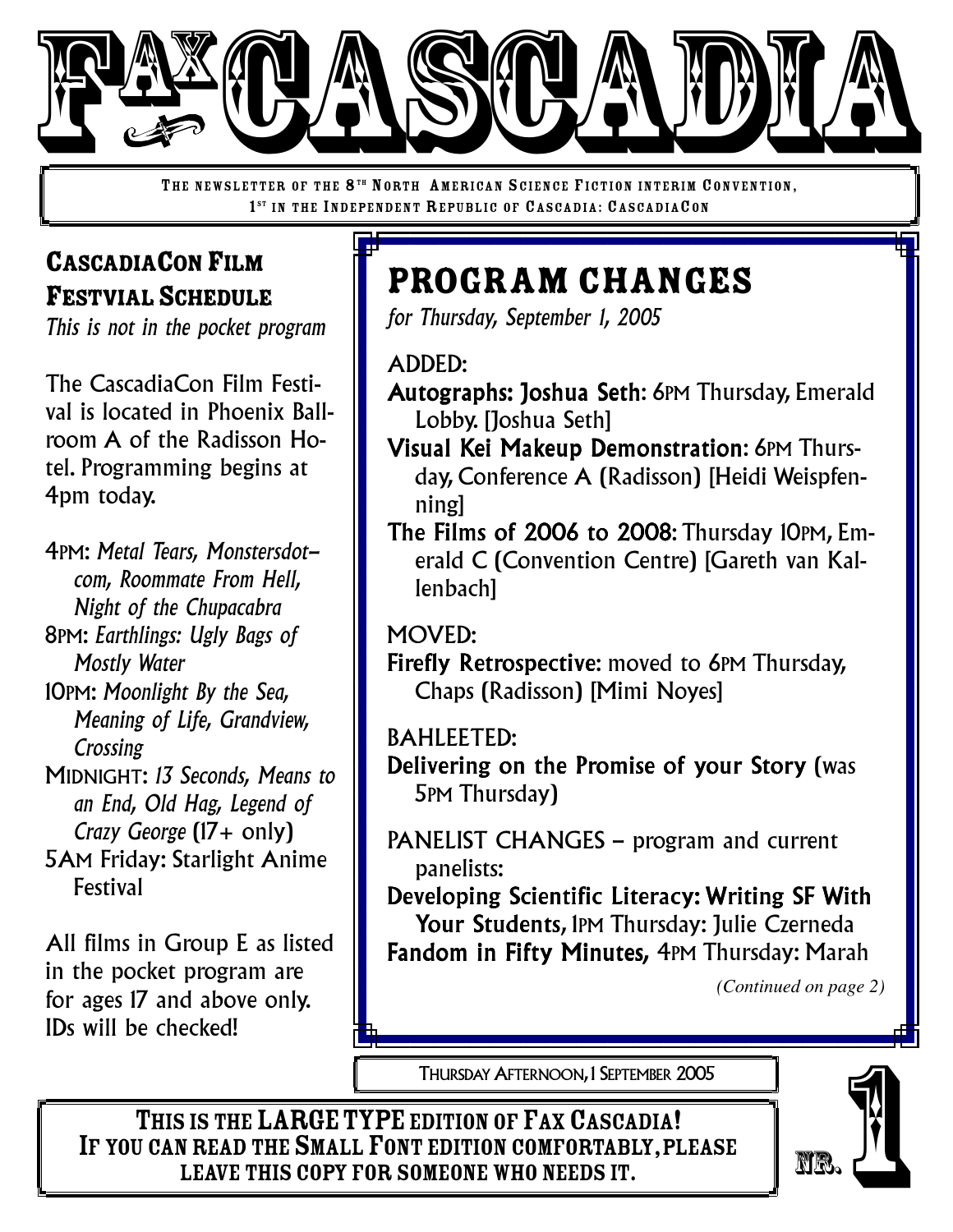# FAX CASCADIA

THE NEWSLETTER OF THE 8TH NORTH AMERICAN SCIENCE FICTION INTERIM CONVENTION, 1ST IN THE INDEPENDENT REPUBLIC OF CASCADIA: CASCADIACON

## CascadiaCon Film Festvial Schedule

*This is not in the pocket program*

The CascadiaCon Film Festival is located in Phoenix Ballroom A of the Radisson Hotel. Programming begins at 4pm today.

4PM: *Metal Tears, Monstersdot–com, Roommate From Hell, Night of the Chupacabra*
8PM: *Earthlings: Ugly Bags of Mostly Water*
10PM: *Moonlight By the Sea, Meaning of Life, Grandview, Crossing*
MIDNIGHT: *13 Seconds, Means to an End, Old Hag, Legend of Crazy George* (17+ only)
5AM Friday: Starlight Anime Festival

All films in Group E as listed in the pocket program are for ages 17 and above only. IDs will be checked!

## PROGRAM CHANGES

*for Thursday, September 1, 2005*

ADDED:

**Autographs: Joshua Seth**: 6PM Thursday, Emerald Lobby. [Joshua Seth]

**Visual Kei Makeup Demonstration**: 6PM Thursday, Conference A (Radisson) [Heidi Weispfenning]

**The Films of 2006 to 2008**: Thursday 10PM, Emerald C (Convention Centre) [Gareth van Kallenbach]

MOVED:

**Firefly Retrospective**: moved to 6PM Thursday, Chaps (Radisson) [Mimi Noyes]

BAHLEETED:

**Delivering on the Promise of your Story** (was 5PM Thursday)

PANELIST CHANGES – program and current panelists:

**Developing Scientific Literacy: Writing SF With Your Students,** 1PM Thursday: Julie Czerneda

**Fandom in Fifty Minutes,** 4PM Thursday: Marah

*(Continued on page 2)*

THURSDAY AFTERNOON, 1 SEPTEMBER 2005

NR. 1

**THIS IS THE LARGE TYPE EDITION OF FAX CASCADIA! IF YOU CAN READ THE SMALL FONT EDITION COMFORTABLY, PLEASE LEAVE THIS COPY FOR SOMEONE WHO NEEDS IT.**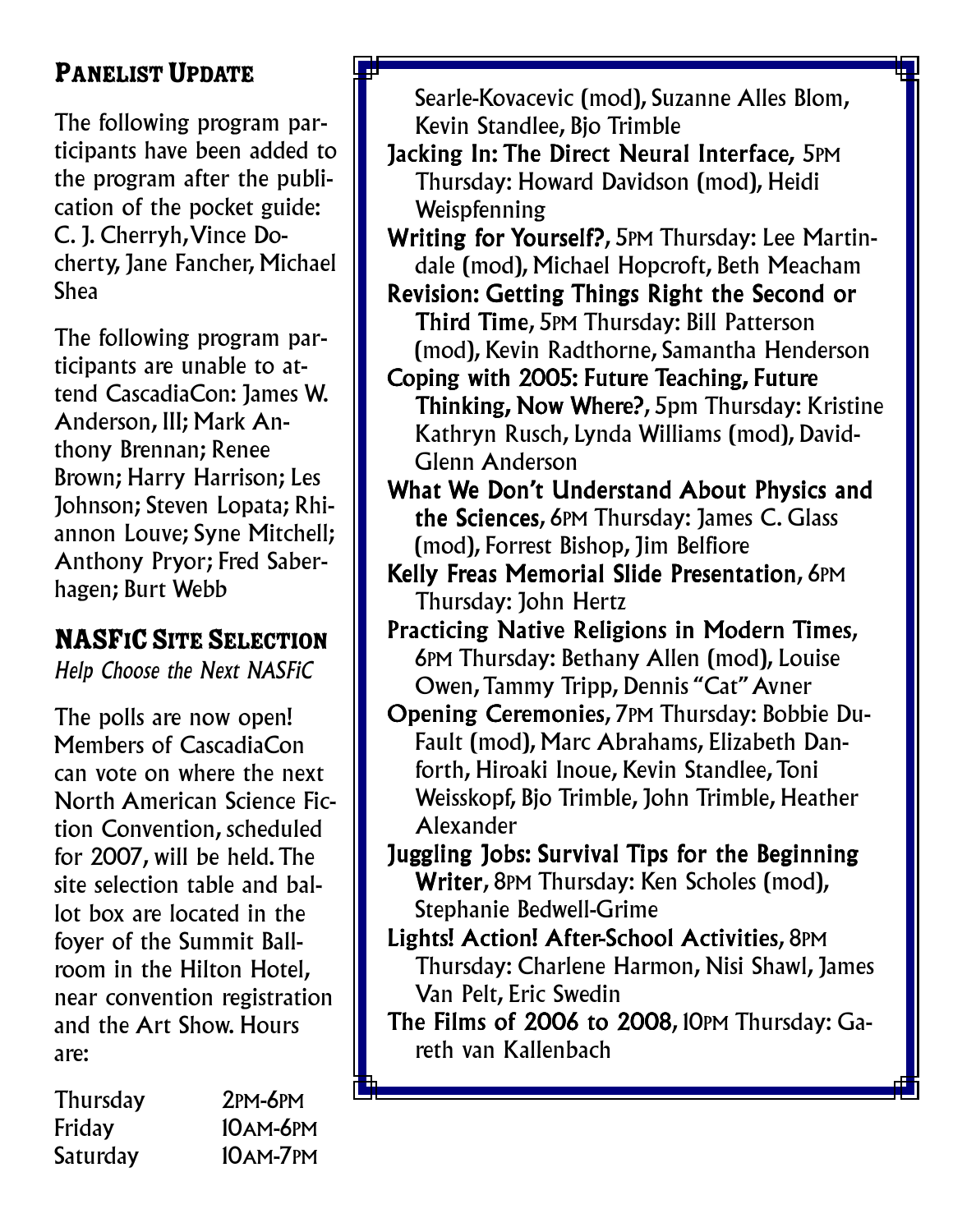## Panelist Update

The following program participants have been added to the program after the publication of the pocket guide: C. J. Cherryh, Vince Docherty, Jane Fancher, Michael Shea

The following program participants are unable to attend CascadiaCon: James W. Anderson, III; Mark Anthony Brennan; Renee Brown; Harry Harrison; Les Johnson; Steven Lopata; Rhiannon Louve; Syne Mitchell; Anthony Pryor; Fred Saberhagen; Burt Webb

## NASFiC Site Selection

*Help Choose the Next NASFiC*

The polls are now open! Members of CascadiaCon can vote on where the next North American Science Fiction Convention, scheduled for 2007, will be held. The site selection table and ballot box are located in the foyer of the Summit Ballroom in the Hilton Hotel, near convention registration and the Art Show. Hours are:

| | |
|---|---|
| Thursday | 2PM-6PM |
| Friday | 10AM-6PM |
| Saturday | 10AM-7PM |

Searle-Kovacevic (mod), Suzanne Alles Blom, Kevin Standlee, Bjo Trimble

**Jacking In: The Direct Neural Interface,** 5PM Thursday: Howard Davidson (mod), Heidi Weispfenning

**Writing for Yourself?**, 5PM Thursday: Lee Martindale (mod), Michael Hopcroft, Beth Meacham

**Revision: Getting Things Right the Second or Third Time**, 5PM Thursday: Bill Patterson (mod), Kevin Radthorne, Samantha Henderson

**Coping with 2005: Future Teaching, Future Thinking, Now Where?**, 5pm Thursday: Kristine Kathryn Rusch, Lynda Williams (mod), David-Glenn Anderson

**What We Don't Understand About Physics and the Sciences**, 6PM Thursday: James C. Glass (mod), Forrest Bishop, Jim Belfiore

**Kelly Freas Memorial Slide Presentation**, 6PM Thursday: John Hertz

**Practicing Native Religions in Modern Times,** 6PM Thursday: Bethany Allen (mod), Louise Owen, Tammy Tripp, Dennis "Cat" Avner

**Opening Ceremonies,** 7PM Thursday: Bobbie DuFault (mod), Marc Abrahams, Elizabeth Danforth, Hiroaki Inoue, Kevin Standlee, Toni Weisskopf, Bjo Trimble, John Trimble, Heather Alexander

**Juggling Jobs: Survival Tips for the Beginning Writer,** 8PM Thursday: Ken Scholes (mod), Stephanie Bedwell-Grime

**Lights! Action! After-School Activities,** 8PM Thursday: Charlene Harmon, Nisi Shawl, James Van Pelt, Eric Swedin

**The Films of 2006 to 2008,** 10PM Thursday: Gareth van Kallenbach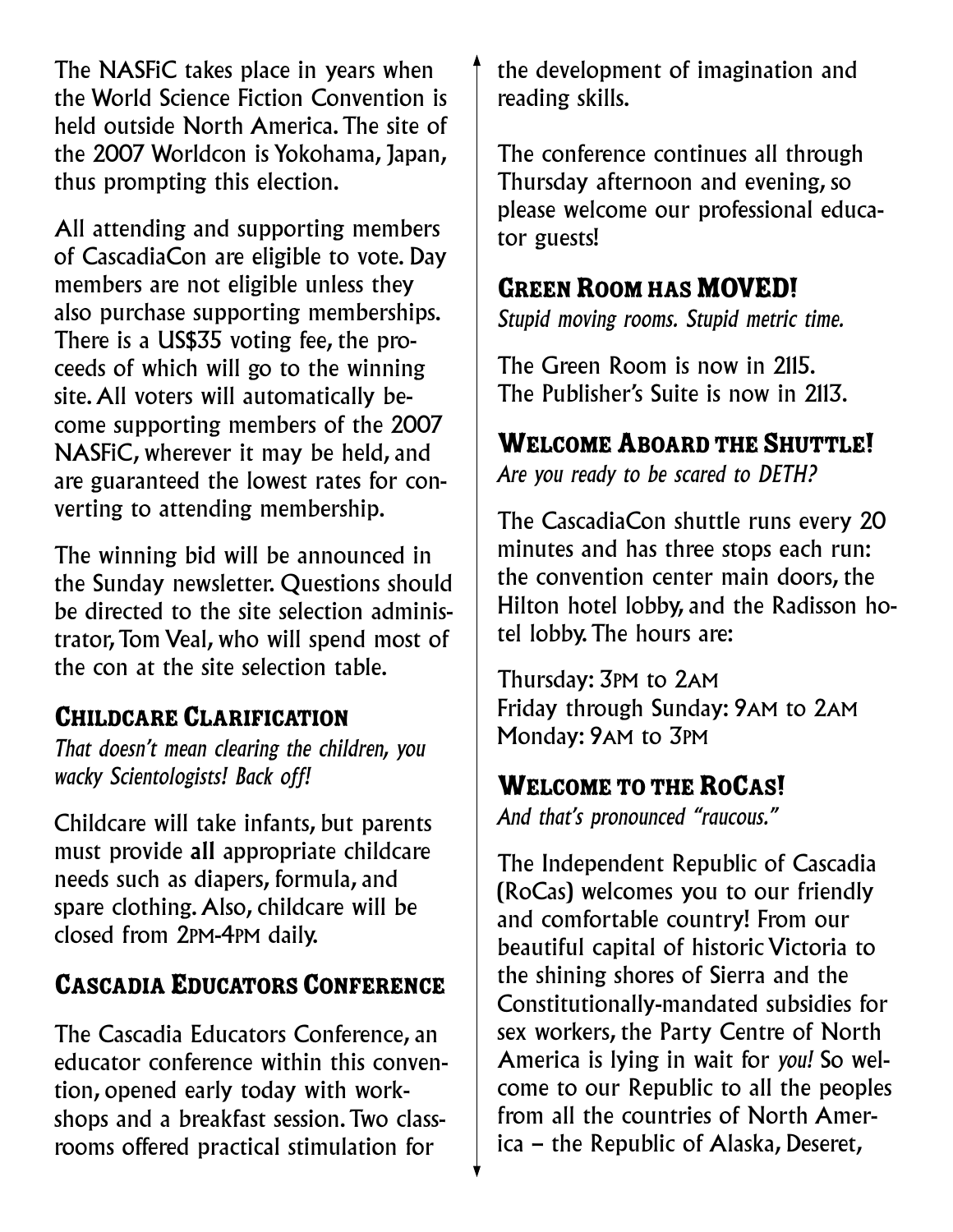The NASFiC takes place in years when the World Science Fiction Convention is held outside North America. The site of the 2007 Worldcon is Yokohama, Japan, thus prompting this election.

All attending and supporting members of CascadiaCon are eligible to vote. Day members are not eligible unless they also purchase supporting memberships. There is a US$35 voting fee, the proceeds of which will go to the winning site. All voters will automatically become supporting members of the 2007 NASFiC, wherever it may be held, and are guaranteed the lowest rates for converting to attending membership.

The winning bid will be announced in the Sunday newsletter. Questions should be directed to the site selection administrator, Tom Veal, who will spend most of the con at the site selection table.

## Childcare Clarification

*That doesn't mean clearing the children, you wacky Scientologists! Back off!*

Childcare will take infants, but parents must provide **all** appropriate childcare needs such as diapers, formula, and spare clothing. Also, childcare will be closed from 2PM-4PM daily.

## Cascadia Educators Conference

The Cascadia Educators Conference, an educator conference within this convention, opened early today with workshops and a breakfast session. Two classrooms offered practical stimulation for the development of imagination and reading skills.

The conference continues all through Thursday afternoon and evening, so please welcome our professional educator guests!

## Green Room has MOVED!

*Stupid moving rooms. Stupid metric time.*

The Green Room is now in 2115.
The Publisher's Suite is now in 2113.

## Welcome Aboard the Shuttle!

*Are you ready to be scared to DETH?*

The CascadiaCon shuttle runs every 20 minutes and has three stops each run: the convention center main doors, the Hilton hotel lobby, and the Radisson hotel lobby. The hours are:

Thursday: 3PM to 2AM
Friday through Sunday: 9AM to 2AM
Monday: 9AM to 3PM

## Welcome to the RoCas!

*And that's pronounced "raucous."*

The Independent Republic of Cascadia (RoCas) welcomes you to our friendly and comfortable country! From our beautiful capital of historic Victoria to the shining shores of Sierra and the Constitutionally-mandated subsidies for sex workers, the Party Centre of North America is lying in wait for *you!* So welcome to our Republic to all the peoples from all the countries of North America – the Republic of Alaska, Deseret,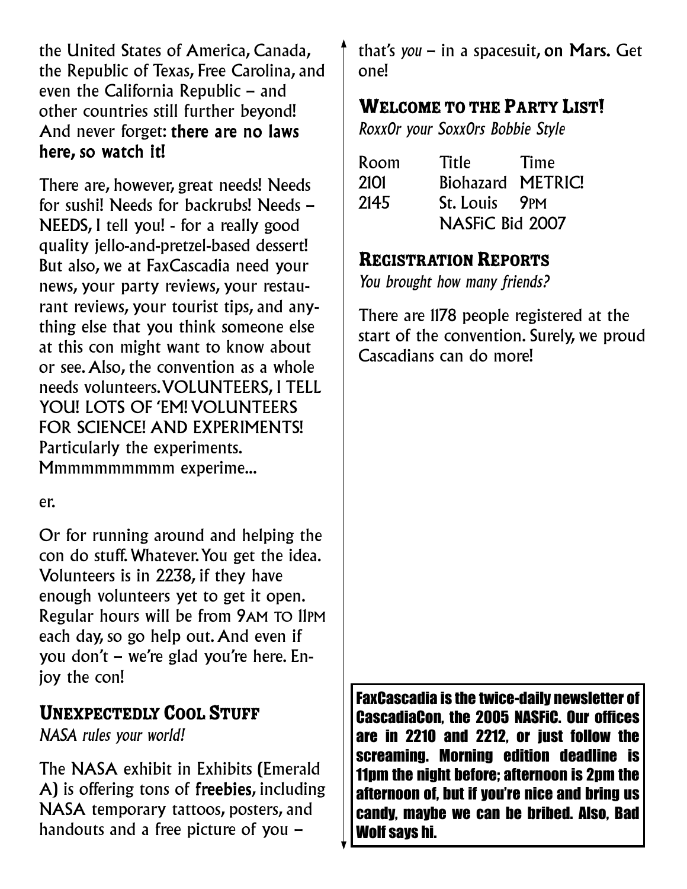the United States of America, Canada, the Republic of Texas, Free Carolina, and even the California Republic – and other countries still further beyond! And never forget: **there are no laws here, so watch it!**

There are, however, great needs! Needs for sushi! Needs for backrubs! Needs – NEEDS, I tell you! - for a really good quality jello-and-pretzel-based dessert! But also, we at FaxCascadia need your news, your party reviews, your restaurant reviews, your tourist tips, and anything else that you think someone else at this con might want to know about or see. Also, the convention as a whole needs volunteers. VOLUNTEERS, I TELL YOU! LOTS OF 'EM! VOLUNTEERS FOR SCIENCE! AND EXPERIMENTS! Particularly the experiments. Mmmmmmmmmm experime...

er.

Or for running around and helping the con do stuff. Whatever. You get the idea. Volunteers is in 2238, if they have enough volunteers yet to get it open. Regular hours will be from 9AM TO 11PM each day, so go help out. And even if you don't – we're glad you're here. Enjoy the con!

## Unexpectedly Cool Stuff

*NASA rules your world!*

The NASA exhibit in Exhibits (Emerald A) is offering tons of **freebies**, including NASA temporary tattoos, posters, and handouts and a free picture of you – that's *you* – in a spacesuit, **on Mars.** Get one!

## Welcome to the Party List!

*Roxx0r your Soxx0rs Bobbie Style*

| Room | Title | Time |
|---|---|---|
| 2101 | Biohazard | METRIC! |
| 2145 | St. Louis NASFiC Bid 2007 | 9PM |

## Registration Reports

*You brought how many friends?*

There are 1178 people registered at the start of the convention. Surely, we proud Cascadians can do more!

**FaxCascadia is the twice-daily newsletter of CascadiaCon, the 2005 NASFiC. Our offices are in 2210 and 2212, or just follow the screaming. Morning edition deadline is 11pm the night before; afternoon is 2pm the afternoon of, but if you're nice and bring us candy, maybe we can be bribed. Also, Bad Wolf says hi.**